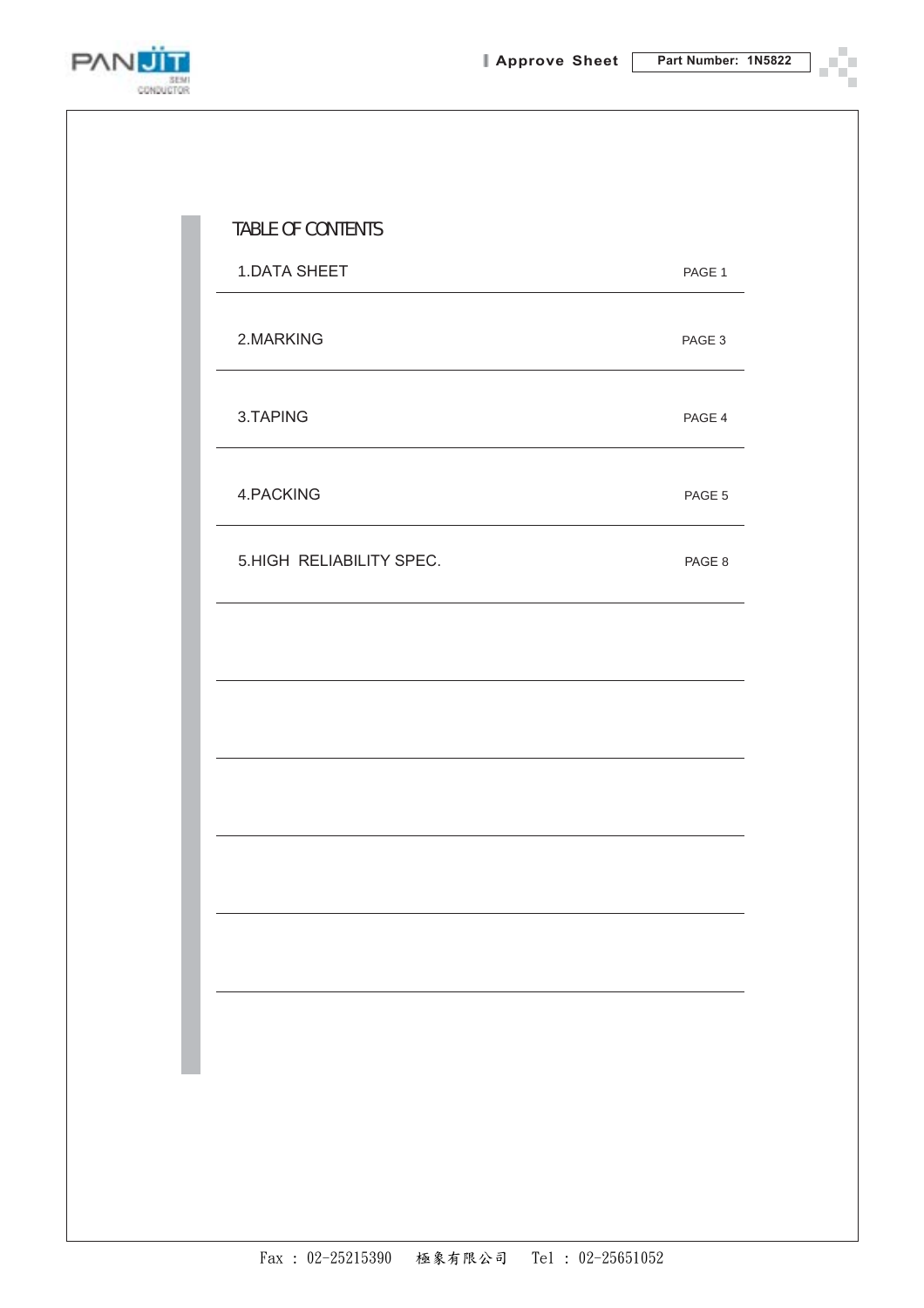PANJIT SEMI CONDUCTOR

Approve Sheet | Part Number: 1N5822

## TABLE OF CONTENTS

| | |
|---|---|
| 1.DATA SHEET | PAGE 1 |
| 2.MARKING | PAGE 3 |
| 3.TAPING | PAGE 4 |
| 4.PACKING | PAGE 5 |
| 5.HIGH RELIABILITY SPEC. | PAGE 8 |

Fax : 02-25215390 極象有限公司 Tel : 02-25651052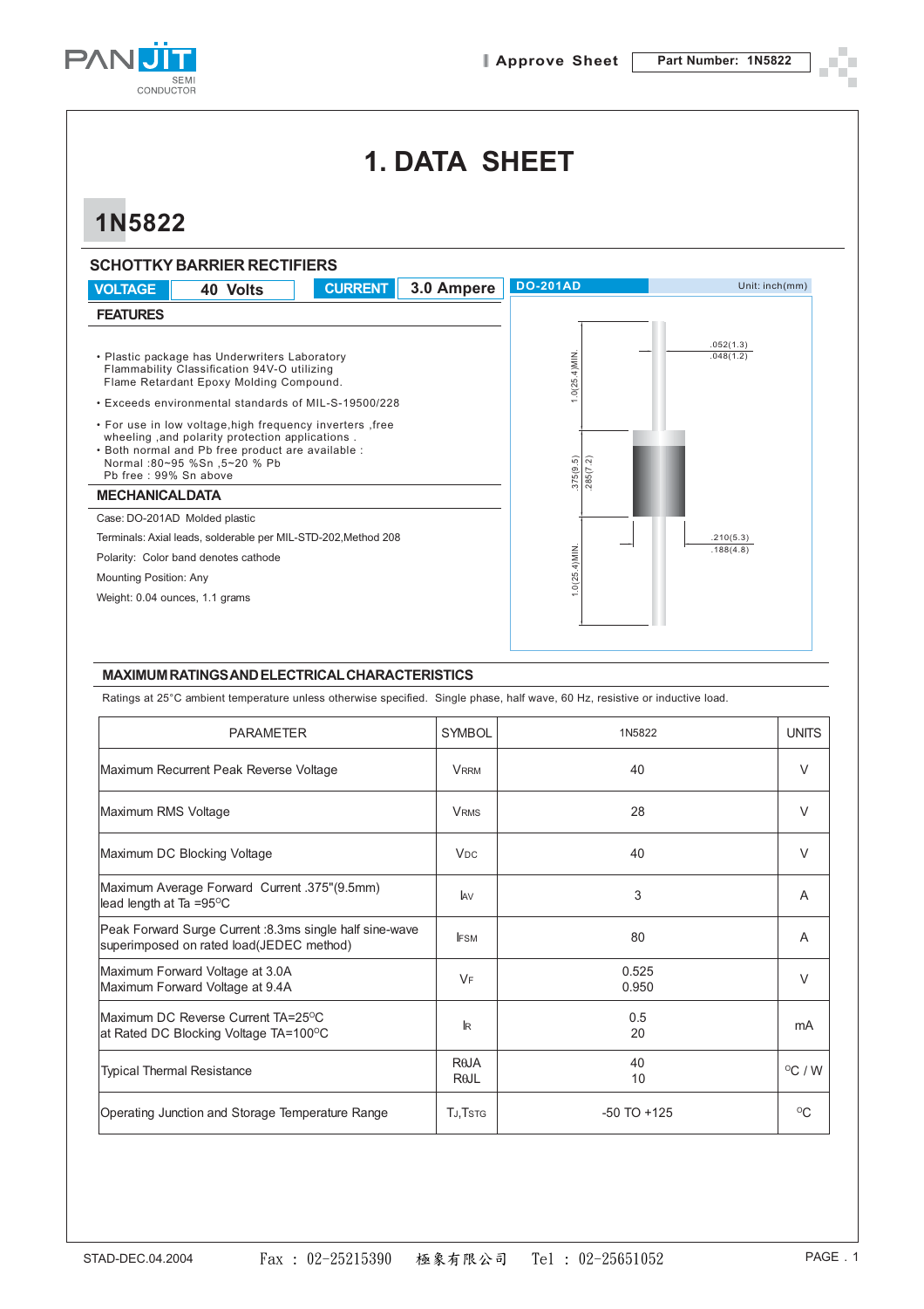# 1. DATA SHEET

## 1N5822

### SCHOTTKY BARRIER RECTIFIERS

| VOLTAGE | 40 Volts | CURRENT | 3.0 Ampere |
|---|---|---|---|

DO-201AD — Unit: inch(mm)

.052(1.3)
.048(1.2)

1.0(25.4)MIN.

.375(9.5)
.285(7.2)

.210(5.3)
.188(4.8)

1.0(25.4)MIN.

### FEATURES

- Plastic package has Underwriters Laboratory Flammability Classification 94V-O utilizing Flame Retardant Epoxy Molding Compound.
- Exceeds environmental standards of MIL-S-19500/228
- For use in low voltage,high frequency inverters ,free wheeling ,and polarity protection applications .
- Both normal and Pb free product are available :
  Normal :80~95 %Sn ,5~20 % Pb
  Pb free : 99% Sn above

### MECHANICALDATA

Case: DO-201AD Molded plastic

Terminals: Axial leads, solderable per MIL-STD-202,Method 208

Polarity: Color band denotes cathode

Mounting Position: Any

Weight: 0.04 ounces, 1.1 grams

### MAXIMUM RATINGS AND ELECTRICAL CHARACTERISTICS

Ratings at 25°C ambient temperature unless otherwise specified. Single phase, half wave, 60 Hz, resistive or inductive load.

| PARAMETER | SYMBOL | 1N5822 | UNITS |
|---|---|---|---|
| Maximum Recurrent Peak Reverse Voltage | $V_{RRM}$ | 40 | V |
| Maximum RMS Voltage | $V_{RMS}$ | 28 | V |
| Maximum DC Blocking Voltage | $V_{DC}$ | 40 | V |
| Maximum Average Forward Current .375"(9.5mm) lead length at Ta =95°C | $I_{AV}$ | 3 | A |
| Peak Forward Surge Current :8.3ms single half sine-wave superimposed on rated load(JEDEC method) | $I_{FSM}$ | 80 | A |
| Maximum Forward Voltage at 3.0A<br>Maximum Forward Voltage at 9.4A | $V_F$ | 0.525<br>0.950 | V |
| Maximum DC Reverse Current TA=25°C<br>at Rated DC Blocking Voltage TA=100°C | $I_R$ | 0.5<br>20 | mA |
| Typical Thermal Resistance | $R_{\theta JA}$<br>$R_{\theta JL}$ | 40<br>10 | °C / W |
| Operating Junction and Storage Temperature Range | $T_J$,$T_{STG}$ | -50 TO +125 | °C |

STAD-DEC.04.2004　Fax : 02-25215390　極象有限公司　Tel : 02-25651052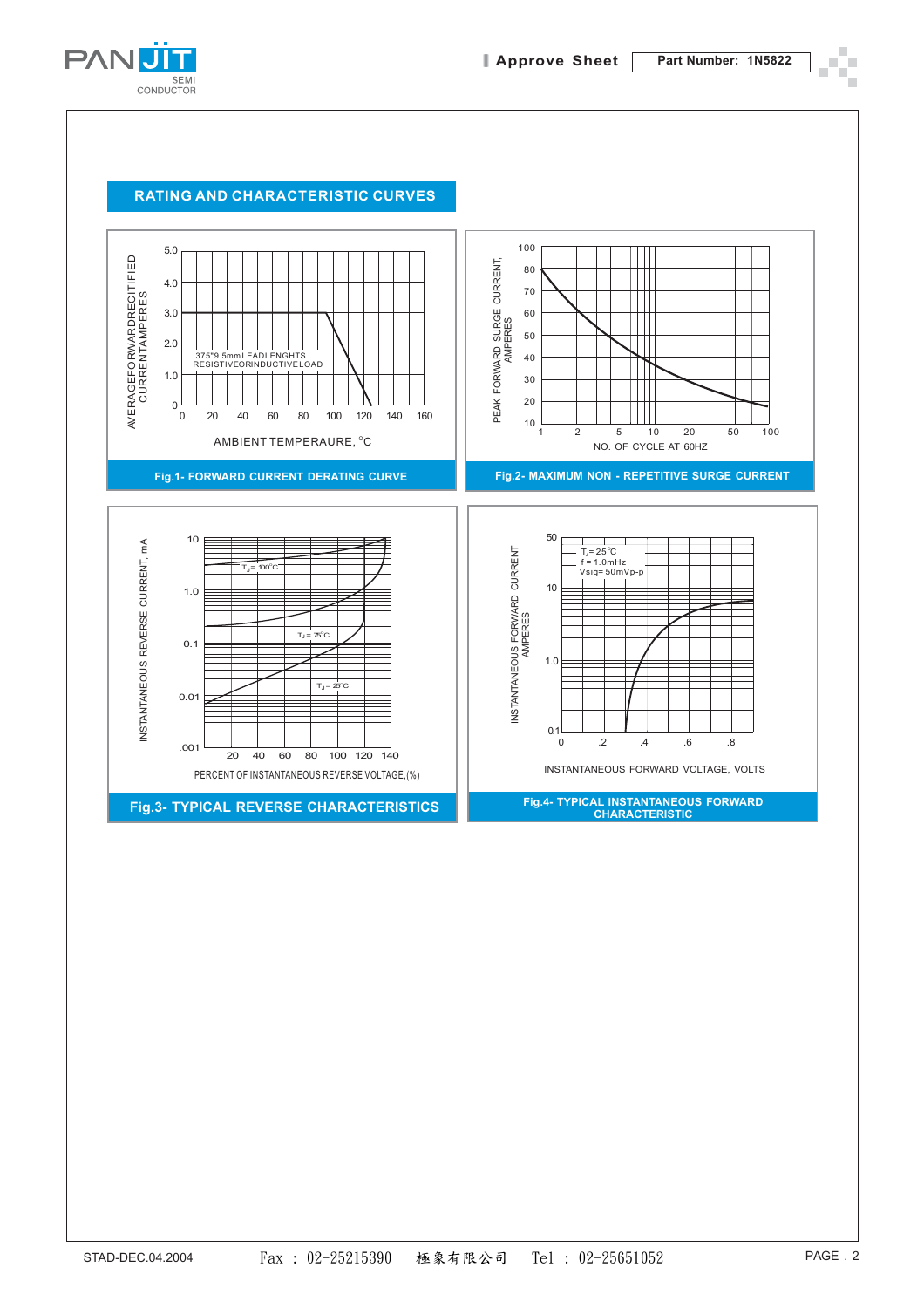## RATING AND CHARACTERISTIC CURVES

AVERAGE FORWARD RECTIFIED CURRENT AMPERES

5.0
4.0
3.0
2.0
1.0
0

.375"9.5mm LEAD LENGHTS
RESISTIVE OR INDUCTIVE LOAD

0 20 40 60 80 100 120 140 160

AMBIENT TEMPERAURE, °C

Fig.1- FORWARD CURRENT DERATING CURVE

PEAK FORWARD SURGE CURRENT, AMPERES

100
80
70
60
50
40
30
20
10

1 2 5 10 20 50 100

NO. OF CYCLE AT 60HZ

Fig.2- MAXIMUM NON - REPETITIVE SURGE CURRENT

INSTANTANEOUS REVERSE CURRENT, mA

10
1.0
0.1
0.01
.001

$T_J$ = 100°C
$T_J$ = 75°C
$T_J$ = 25°C

20 40 60 80 100 120 140

PERCENT OF INSTANTANEOUS REVERSE VOLTAGE,(%)

Fig.3- TYPICAL REVERSE CHARACTERISTICS

INSTANTANEOUS FORWARD CURRENT AMPERES

50
10
1.0
0.1

$T_J$ = 25°C
f = 1.0mHz
Vsig= 50mVp-p

0 .2 .4 .6 .8

INSTANTANEOUS FORWARD VOLTAGE, VOLTS

Fig.4- TYPICAL INSTANTANEOUS FORWARD CHARACTERISTIC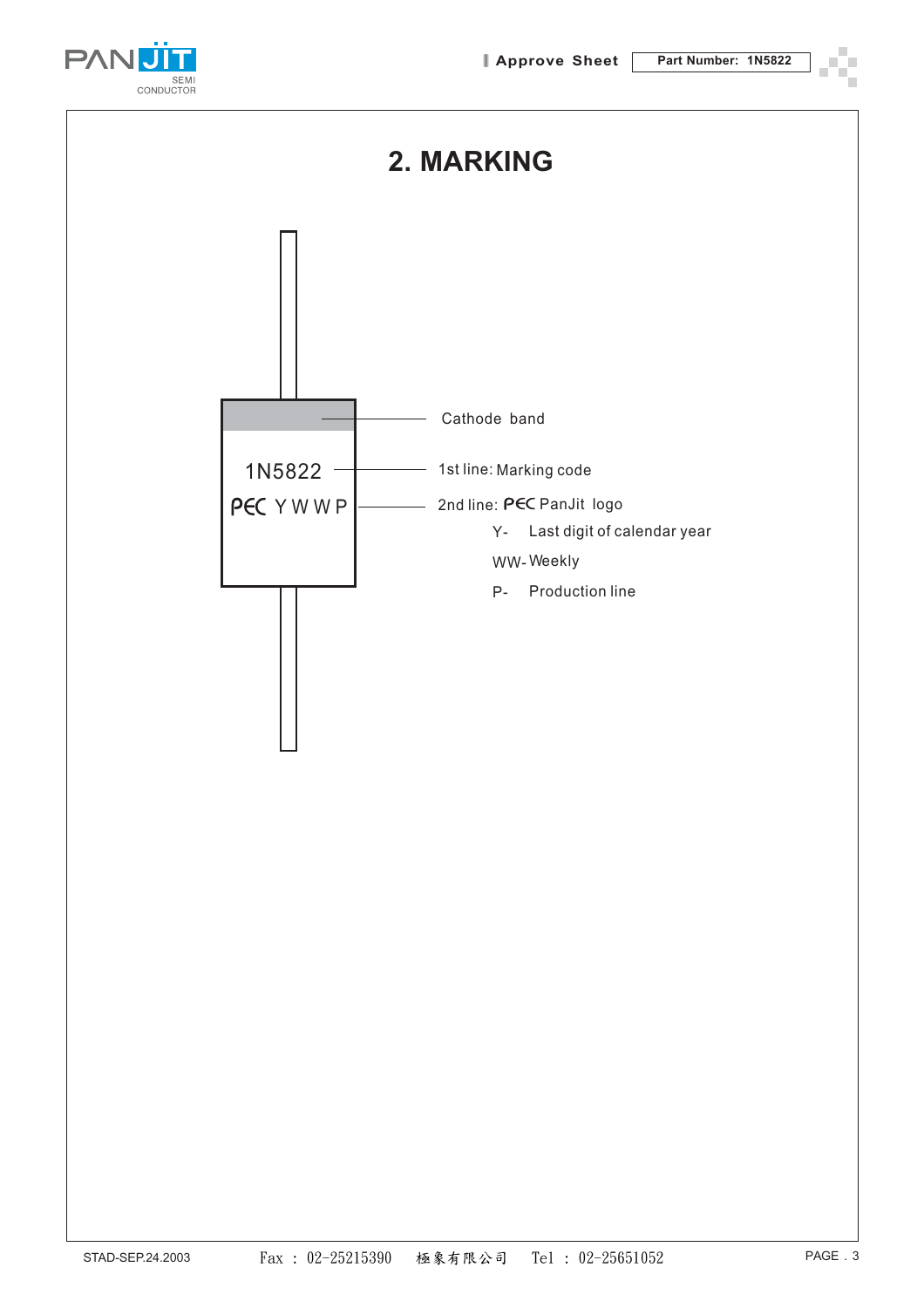## 2. MARKING

1N5822

PEC Y W W P

Cathode band

1st line: Marking code

2nd line: PEC PanJit logo

Y- Last digit of calendar year

WW- Weekly

P- Production line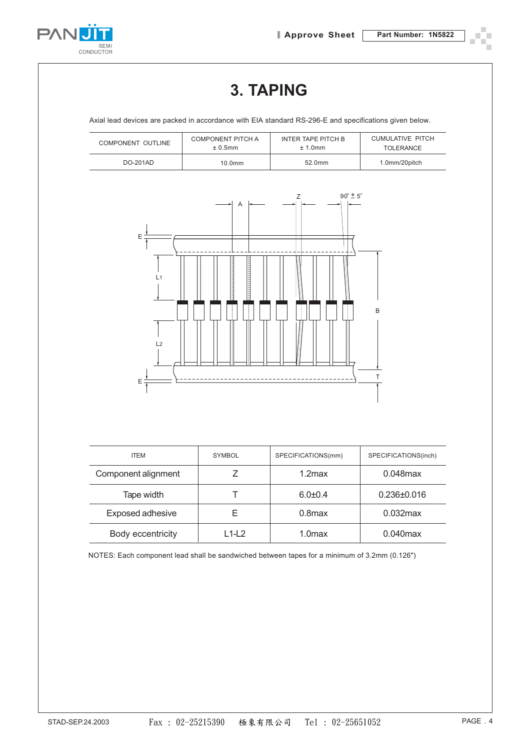# 3. TAPING

Axial lead devices are packed in accordance with EIA standard RS-296-E and specifications given below.

| COMPONENT OUTLINE | COMPONENT PITCH A ± 0.5mm | INTER TAPE PITCH B ± 1.0mm | CUMULATIVE PITCH TOLERANCE |
|---|---|---|---|
| DO-201AD | 10.0mm | 52.0mm | 1.0mm/20pitch |

| ITEM | SYMBOL | SPECIFICATIONS(mm) | SPECIFICATIONS(inch) |
|---|---|---|---|
| Component alignment | Z | 1.2max | 0.048max |
| Tape width | T | 6.0±0.4 | 0.236±0.016 |
| Exposed adhesive | E | 0.8max | 0.032max |
| Body eccentricity | L1-L2 | 1.0max | 0.040max |

NOTES: Each component lead shall be sandwiched between tapes for a minimum of 3.2mm (0.126")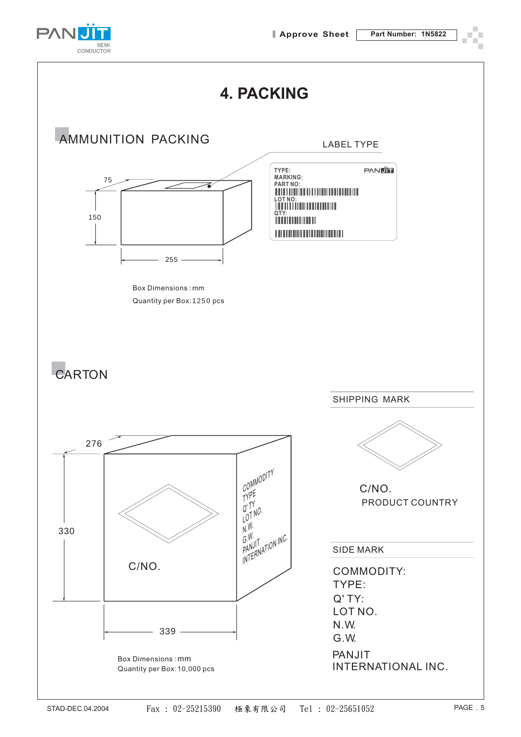# 4. PACKING

## AMMUNITION PACKING

LABEL TYPE

TYPE:
MARKING:
PART NO:
LOT NO:
QTY:

75

150

255

Box Dimensions : mm

Quantity per Box: 1250 pcs

## CARTON

276

330

339

C/NO.

COMMODITY
TYPE
Q'TY
LOT NO.
N.W.
G.W.
PANJIT
INTERNATION INC.

Box Dimensions : mm

Quantity per Box: 10,000 pcs

SHIPPING MARK

C/NO.
PRODUCT COUNTRY

SIDE MARK

COMMODITY:
TYPE:
Q' TY:
LOT NO.
N.W.
G.W.

PANJIT
INTERNATIONAL INC.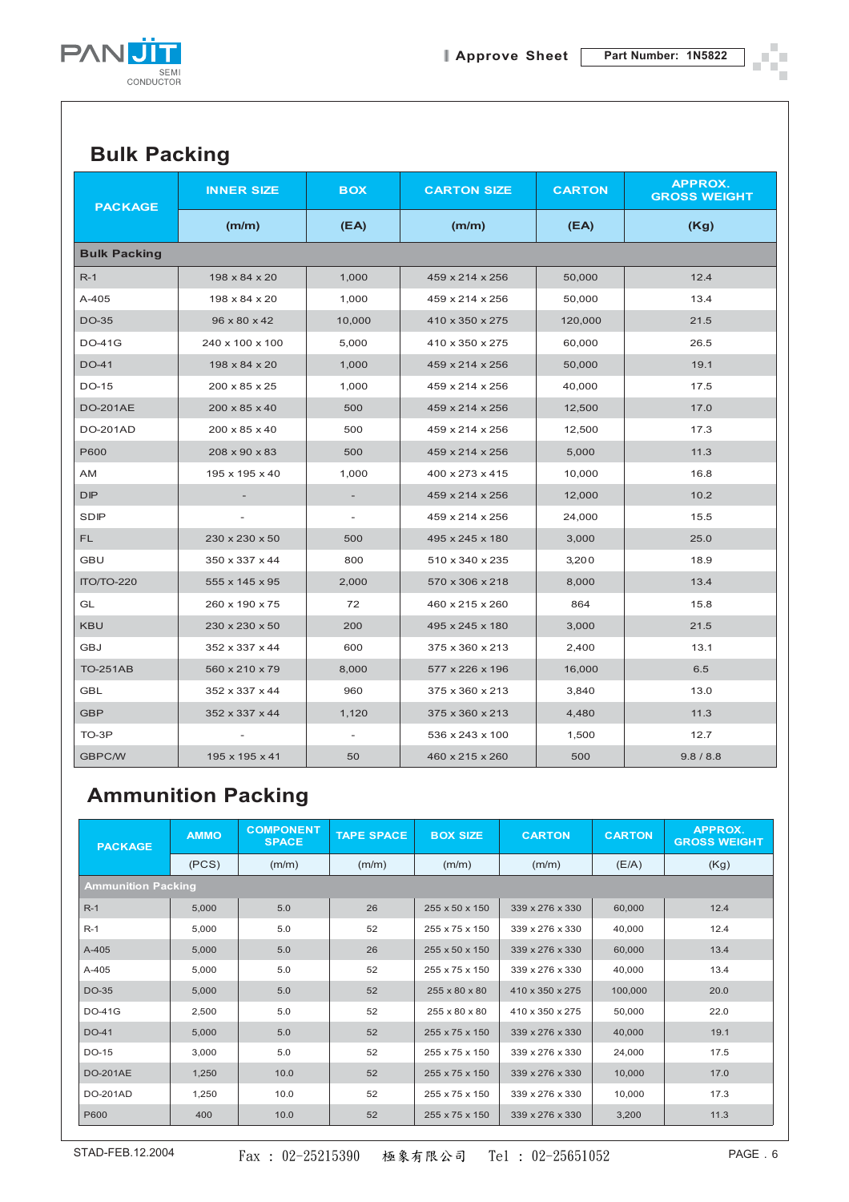## Bulk Packing

| PACKAGE | INNER SIZE | BOX | CARTON SIZE | CARTON | APPROX. GROSS WEIGHT |
|---|---|---|---|---|---|
| | (m/m) | (EA) | (m/m) | (EA) | (Kg) |
| **Bulk Packing** | | | | | |
| R-1 | 198 x 84 x 20 | 1,000 | 459 x 214 x 256 | 50,000 | 12.4 |
| A-405 | 198 x 84 x 20 | 1,000 | 459 x 214 x 256 | 50,000 | 13.4 |
| DO-35 | 96 x 80 x 42 | 10,000 | 410 x 350 x 275 | 120,000 | 21.5 |
| DO-41G | 240 x 100 x 100 | 5,000 | 410 x 350 x 275 | 60,000 | 26.5 |
| DO-41 | 198 x 84 x 20 | 1,000 | 459 x 214 x 256 | 50,000 | 19.1 |
| DO-15 | 200 x 85 x 25 | 1,000 | 459 x 214 x 256 | 40,000 | 17.5 |
| DO-201AE | 200 x 85 x 40 | 500 | 459 x 214 x 256 | 12,500 | 17.0 |
| DO-201AD | 200 x 85 x 40 | 500 | 459 x 214 x 256 | 12,500 | 17.3 |
| P600 | 208 x 90 x 83 | 500 | 459 x 214 x 256 | 5,000 | 11.3 |
| AM | 195 x 195 x 40 | 1,000 | 400 x 273 x 415 | 10,000 | 16.8 |
| DIP | - | - | 459 x 214 x 256 | 12,000 | 10.2 |
| SDIP | - | - | 459 x 214 x 256 | 24,000 | 15.5 |
| FL | 230 x 230 x 50 | 500 | 495 x 245 x 180 | 3,000 | 25.0 |
| GBU | 350 x 337 x 44 | 800 | 510 x 340 x 235 | 3,200 | 18.9 |
| ITO/TO-220 | 555 x 145 x 95 | 2,000 | 570 x 306 x 218 | 8,000 | 13.4 |
| GL | 260 x 190 x 75 | 72 | 460 x 215 x 260 | 864 | 15.8 |
| KBU | 230 x 230 x 50 | 200 | 495 x 245 x 180 | 3,000 | 21.5 |
| GBJ | 352 x 337 x 44 | 600 | 375 x 360 x 213 | 2,400 | 13.1 |
| TO-251AB | 560 x 210 x 79 | 8,000 | 577 x 226 x 196 | 16,000 | 6.5 |
| GBL | 352 x 337 x 44 | 960 | 375 x 360 x 213 | 3,840 | 13.0 |
| GBP | 352 x 337 x 44 | 1,120 | 375 x 360 x 213 | 4,480 | 11.3 |
| TO-3P | - | - | 536 x 243 x 100 | 1,500 | 12.7 |
| GBPC/W | 195 x 195 x 41 | 50 | 460 x 215 x 260 | 500 | 9.8 / 8.8 |

## Ammunition Packing

| PACKAGE | AMMO | COMPONENT SPACE | TAPE SPACE | BOX SIZE | CARTON | CARTON | APPROX. GROSS WEIGHT |
|---|---|---|---|---|---|---|---|
| | (PCS) | (m/m) | (m/m) | (m/m) | (m/m) | (E/A) | (Kg) |
| **Ammunition Packing** | | | | | | | |
| R-1 | 5,000 | 5.0 | 26 | 255 x 50 x 150 | 339 x 276 x 330 | 60,000 | 12.4 |
| R-1 | 5,000 | 5.0 | 52 | 255 x 75 x 150 | 339 x 276 x 330 | 40,000 | 12.4 |
| A-405 | 5,000 | 5.0 | 26 | 255 x 50 x 150 | 339 x 276 x 330 | 60,000 | 13.4 |
| A-405 | 5,000 | 5.0 | 52 | 255 x 75 x 150 | 339 x 276 x 330 | 40,000 | 13.4 |
| DO-35 | 5,000 | 5.0 | 52 | 255 x 80 x 80 | 410 x 350 x 275 | 100,000 | 20.0 |
| DO-41G | 2,500 | 5.0 | 52 | 255 x 80 x 80 | 410 x 350 x 275 | 50,000 | 22.0 |
| DO-41 | 5,000 | 5.0 | 52 | 255 x 75 x 150 | 339 x 276 x 330 | 40,000 | 19.1 |
| DO-15 | 3,000 | 5.0 | 52 | 255 x 75 x 150 | 339 x 276 x 330 | 24,000 | 17.5 |
| DO-201AE | 1,250 | 10.0 | 52 | 255 x 75 x 150 | 339 x 276 x 330 | 10,000 | 17.0 |
| DO-201AD | 1,250 | 10.0 | 52 | 255 x 75 x 150 | 339 x 276 x 330 | 10,000 | 17.3 |
| P600 | 400 | 10.0 | 52 | 255 x 75 x 150 | 339 x 276 x 330 | 3,200 | 11.3 |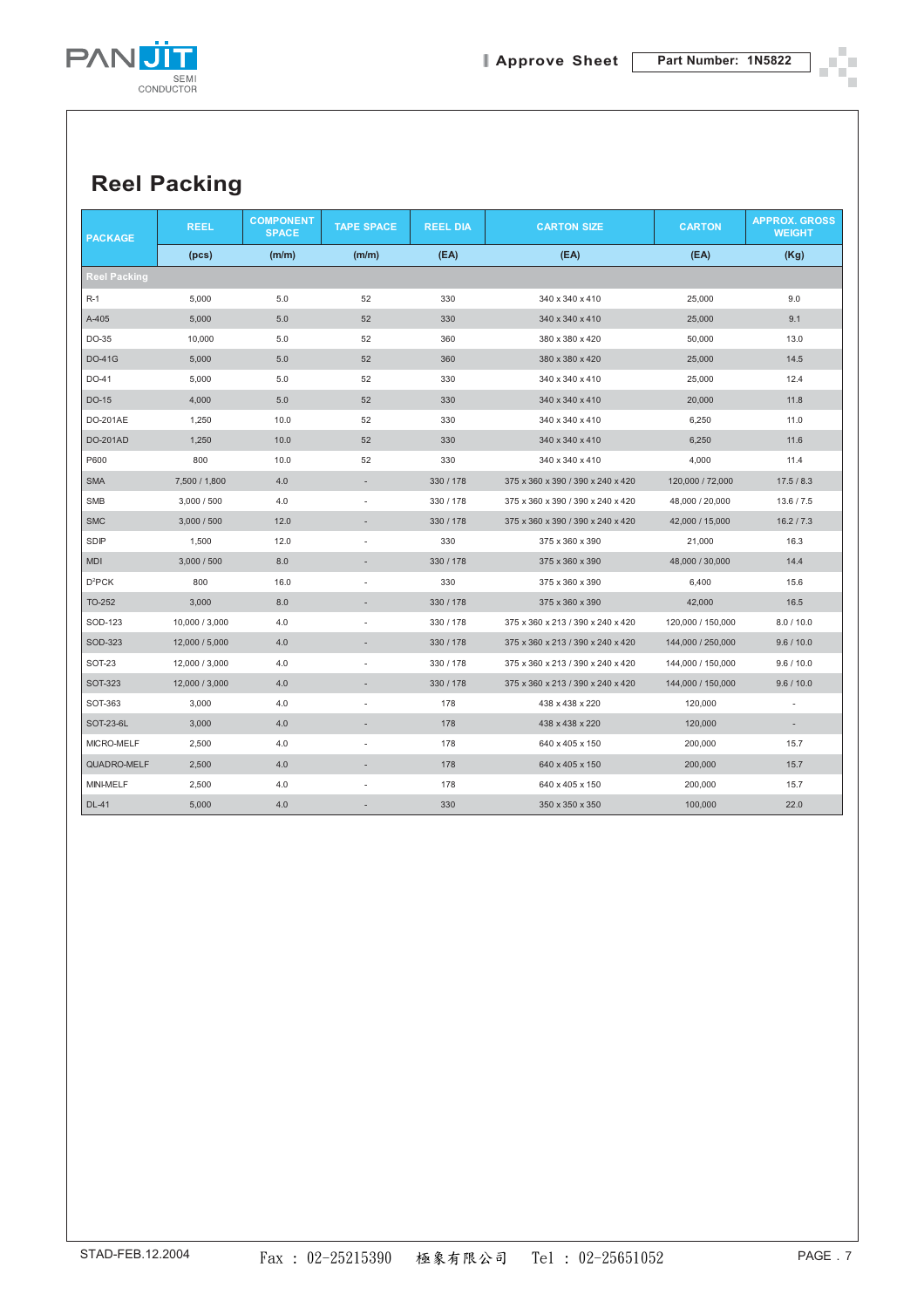# Reel Packing

| PACKAGE | REEL | COMPONENT SPACE | TAPE SPACE | REEL DIA | CARTON SIZE | CARTON | APPROX. GROSS WEIGHT |
|---|---|---|---|---|---|---|---|
| | (pcs) | (m/m) | (m/m) | (EA) | (EA) | (EA) | (Kg) |
| **Reel Packing** | | | | | | | |
| R-1 | 5,000 | 5.0 | 52 | 330 | 340 x 340 x 410 | 25,000 | 9.0 |
| A-405 | 5,000 | 5.0 | 52 | 330 | 340 x 340 x 410 | 25,000 | 9.1 |
| DO-35 | 10,000 | 5.0 | 52 | 360 | 380 x 380 x 420 | 50,000 | 13.0 |
| DO-41G | 5,000 | 5.0 | 52 | 360 | 380 x 380 x 420 | 25,000 | 14.5 |
| DO-41 | 5,000 | 5.0 | 52 | 330 | 340 x 340 x 410 | 25,000 | 12.4 |
| DO-15 | 4,000 | 5.0 | 52 | 330 | 340 x 340 x 410 | 20,000 | 11.8 |
| DO-201AE | 1,250 | 10.0 | 52 | 330 | 340 x 340 x 410 | 6,250 | 11.0 |
| DO-201AD | 1,250 | 10.0 | 52 | 330 | 340 x 340 x 410 | 6,250 | 11.6 |
| P600 | 800 | 10.0 | 52 | 330 | 340 x 340 x 410 | 4,000 | 11.4 |
| SMA | 7,500 / 1,800 | 4.0 | - | 330 / 178 | 375 x 360 x 390 / 390 x 240 x 420 | 120,000 / 72,000 | 17.5 / 8.3 |
| SMB | 3,000 / 500 | 4.0 | - | 330 / 178 | 375 x 360 x 390 / 390 x 240 x 420 | 48,000 / 20,000 | 13.6 / 7.5 |
| SMC | 3,000 / 500 | 12.0 | - | 330 / 178 | 375 x 360 x 390 / 390 x 240 x 420 | 42,000 / 15,000 | 16.2 / 7.3 |
| SDIP | 1,500 | 12.0 | - | 330 | 375 x 360 x 390 | 21,000 | 16.3 |
| MDI | 3,000 / 500 | 8.0 | - | 330 / 178 | 375 x 360 x 390 | 48,000 / 30,000 | 14.4 |
| D²PCK | 800 | 16.0 | - | 330 | 375 x 360 x 390 | 6,400 | 15.6 |
| TO-252 | 3,000 | 8.0 | - | 330 / 178 | 375 x 360 x 390 | 42,000 | 16.5 |
| SOD-123 | 10,000 / 3,000 | 4.0 | - | 330 / 178 | 375 x 360 x 213 / 390 x 240 x 420 | 120,000 / 150,000 | 8.0 / 10.0 |
| SOD-323 | 12,000 / 5,000 | 4.0 | - | 330 / 178 | 375 x 360 x 213 / 390 x 240 x 420 | 144,000 / 250,000 | 9.6 / 10.0 |
| SOT-23 | 12,000 / 3,000 | 4.0 | - | 330 / 178 | 375 x 360 x 213 / 390 x 240 x 420 | 144,000 / 150,000 | 9.6 / 10.0 |
| SOT-323 | 12,000 / 3,000 | 4.0 | - | 330 / 178 | 375 x 360 x 213 / 390 x 240 x 420 | 144,000 / 150,000 | 9.6 / 10.0 |
| SOT-363 | 3,000 | 4.0 | - | 178 | 438 x 438 x 220 | 120,000 | - |
| SOT-23-6L | 3,000 | 4.0 | - | 178 | 438 x 438 x 220 | 120,000 | - |
| MICRO-MELF | 2,500 | 4.0 | - | 178 | 640 x 405 x 150 | 200,000 | 15.7 |
| QUADRO-MELF | 2,500 | 4.0 | - | 178 | 640 x 405 x 150 | 200,000 | 15.7 |
| MINI-MELF | 2,500 | 4.0 | - | 178 | 640 x 405 x 150 | 200,000 | 15.7 |
| DL-41 | 5,000 | 4.0 | - | 330 | 350 x 350 x 350 | 100,000 | 22.0 |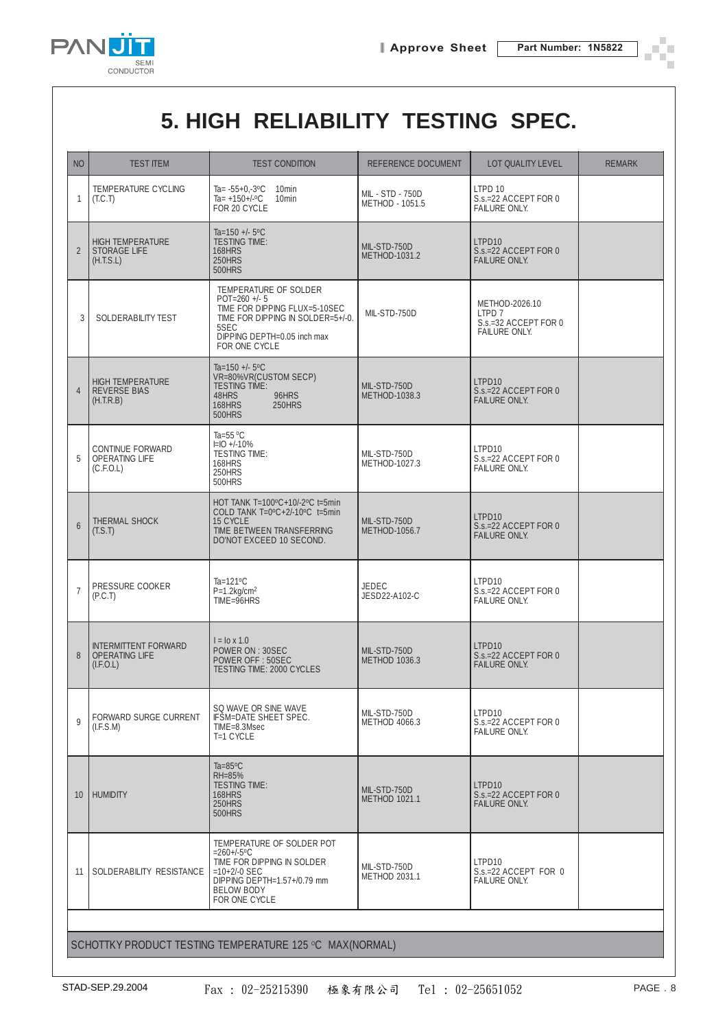# 5. HIGH RELIABILITY TESTING SPEC.

| NO | TEST ITEM | TEST CONDITION | REFERENCE DOCUMENT | LOT QUALITY LEVEL | REMARK |
|---|---|---|---|---|---|
| 1 | TEMPERATURE CYCLING (T.C.T) | Ta= -55+0,-3ºC 10min<br>Ta= +150+/-ºC 10min<br>FOR 20 CYCLE | MIL - STD - 750D METHOD - 1051.5 | LTPD 10<br>S.s.=22 ACCEPT FOR 0 FAILURE ONLY. | |
| 2 | HIGH TEMPERATURE STORAGE LIFE (H.T.S.L) | Ta=150 +/- 5ºC<br>TESTING TIME:<br>168HRS<br>250HRS<br>500HRS | MIL-STD-750D METHOD-1031.2 | LTPD10<br>S.s.=22 ACCEPT FOR 0 FAILURE ONLY. | |
| 3 | SOLDERABILITY TEST | TEMPERATURE OF SOLDER POT=260 +/- 5<br>TIME FOR DIPPING FLUX=5-10SEC<br>TIME FOR DIPPING IN SOLDER=5+/-0.5SEC<br>DIPPING DEPTH=0.05 inch max<br>FOR ONE CYCLE | MIL-STD-750D | METHOD-2026.10<br>LTPD 7<br>S.s.=32 ACCEPT FOR 0 FAILURE ONLY. | |
| 4 | HIGH TEMPERATURE REVERSE BIAS (H.T.R.B) | Ta=150 +/- 5ºC<br>VR=80%VR(CUSTOM SECP)<br>TESTING TIME:<br>48HRS 96HRS<br>168HRS 250HRS<br>500HRS | MIL-STD-750D METHOD-1038.3 | LTPD10<br>S.s.=22 ACCEPT FOR 0 FAILURE ONLY. | |
| 5 | CONTINUE FORWARD OPERATING LIFE (C.F.O.L) | Ta=55 ºC<br>I=IO +/-10%<br>TESTING TIME:<br>168HRS<br>250HRS<br>500HRS | MIL-STD-750D METHOD-1027.3 | LTPD10<br>S.s.=22 ACCEPT FOR 0 FAILURE ONLY. | |
| 6 | THERMAL SHOCK (T.S.T) | HOT TANK T=100ºC+10/-2ºC t=5min<br>COLD TANK T=0ºC+2/-10ºC t=5min<br>15 CYCLE<br>TIME BETWEEN TRANSFERRING DO'NOT EXCEED 10 SECOND. | MIL-STD-750D METHOD-1056.7 | LTPD10<br>S.s.=22 ACCEPT FOR 0 FAILURE ONLY. | |
| 7 | PRESSURE COOKER (P.C.T) | Ta=121ºC<br>P=1.2kg/cm²<br>TIME=96HRS | JEDEC JESD22-A102-C | LTPD10<br>S.s.=22 ACCEPT FOR 0 FAILURE ONLY. | |
| 8 | INTERMITTENT FORWARD OPERATING LIFE (I.F.O.L) | I = Io x 1.0<br>POWER ON : 30SEC<br>POWER OFF : 50SEC<br>TESTING TIME: 2000 CYCLES | MIL-STD-750D METHOD 1036.3 | LTPD10<br>S.s.=22 ACCEPT FOR 0 FAILURE ONLY. | |
| 9 | FORWARD SURGE CURRENT (I.F.S.M) | SQ WAVE OR SINE WAVE<br>IFSM=DATE SHEET SPEC.<br>TIME=8.3Msec<br>T=1 CYCLE | MIL-STD-750D METHOD 4066.3 | LTPD10<br>S.s.=22 ACCEPT FOR 0 FAILURE ONLY. | |
| 10 | HUMIDITY | Ta=85ºC<br>RH=85%<br>TESTING TIME:<br>168HRS<br>250HRS<br>500HRS | MIL-STD-750D METHOD 1021.1 | LTPD10<br>S.s.=22 ACCEPT FOR 0 FAILURE ONLY. | |
| 11 | SOLDERABILITY RESISTANCE | TEMPERATURE OF SOLDER POT =260+/-5ºC<br>TIME FOR DIPPING IN SOLDER =10+2/-0 SEC<br>DIPPING DEPTH=1.57+/0.79 mm BELOW BODY<br>FOR ONE CYCLE | MIL-STD-750D METHOD 2031.1 | LTPD10<br>S.s.=22 ACCEPT FOR 0 FAILURE ONLY. | |

SCHOTTKY PRODUCT TESTING TEMPERATURE 125 ºC MAX(NORMAL)

STAD-SEP.29.2004 Fax : 02-25215390 極象有限公司 Tel : 02-25651052